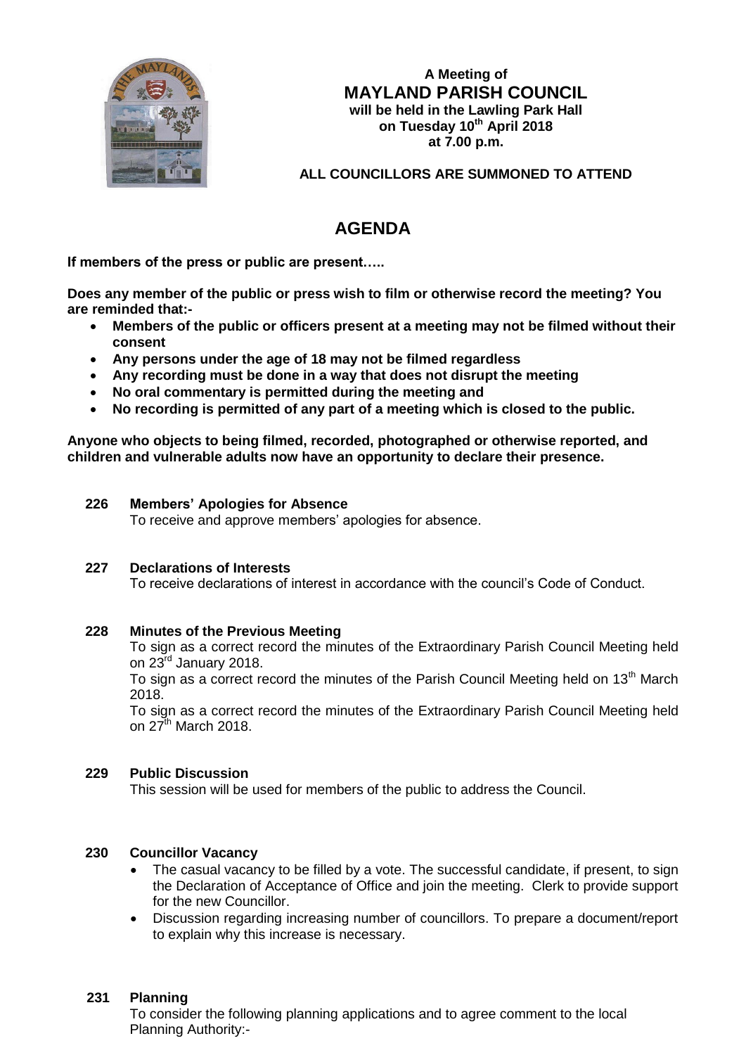**A Meeting of**

# MAYLAND PARISH COUNCIL

**will be held in the Lawling Park Hall**
**on Tuesday 10th April 2018**
**at 7.00 p.m.**

**ALL COUNCILLORS ARE SUMMONED TO ATTEND**

# AGENDA

**If members of the press or public are present…..**

**Does any member of the public or press wish to film or otherwise record the meeting? You are reminded that:-**

- **Members of the public or officers present at a meeting may not be filmed without their consent**
- **Any persons under the age of 18 may not be filmed regardless**
- **Any recording must be done in a way that does not disrupt the meeting**
- **No oral commentary is permitted during the meeting and**
- **No recording is permitted of any part of a meeting which is closed to the public.**

**Anyone who objects to being filmed, recorded, photographed or otherwise reported, and children and vulnerable adults now have an opportunity to declare their presence.**

**226 Members' Apologies for Absence**

To receive and approve members' apologies for absence.

**227 Declarations of Interests**

To receive declarations of interest in accordance with the council's Code of Conduct.

**228 Minutes of the Previous Meeting**

To sign as a correct record the minutes of the Extraordinary Parish Council Meeting held on 23rd January 2018.

To sign as a correct record the minutes of the Parish Council Meeting held on 13th March 2018.

To sign as a correct record the minutes of the Extraordinary Parish Council Meeting held on 27th March 2018.

**229 Public Discussion**

This session will be used for members of the public to address the Council.

**230 Councillor Vacancy**

- The casual vacancy to be filled by a vote. The successful candidate, if present, to sign the Declaration of Acceptance of Office and join the meeting. Clerk to provide support for the new Councillor.
- Discussion regarding increasing number of councillors. To prepare a document/report to explain why this increase is necessary.

**231 Planning**

To consider the following planning applications and to agree comment to the local Planning Authority:-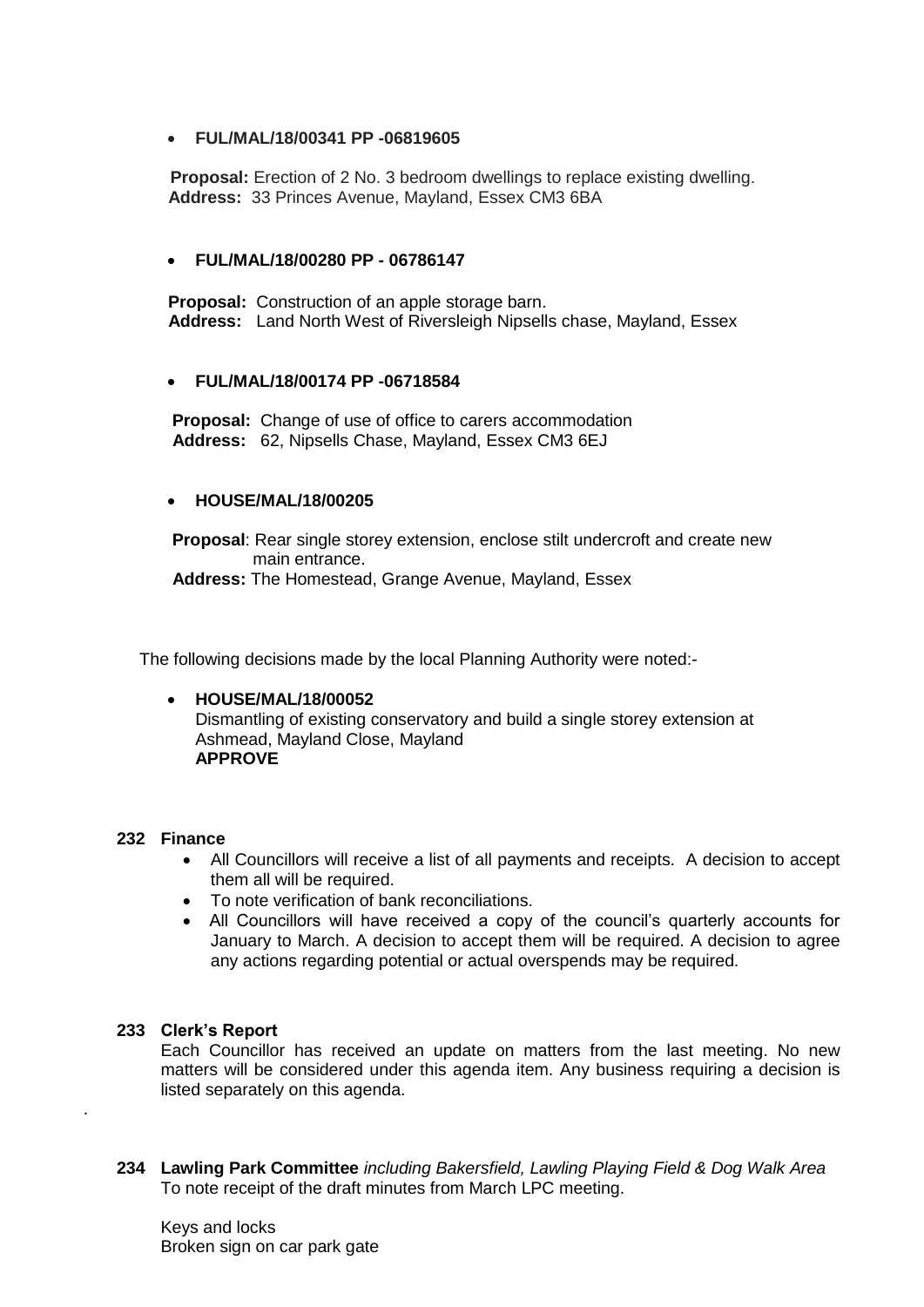- **FUL/MAL/18/00341 PP -06819605**

  **Proposal:** Erection of 2 No. 3 bedroom dwellings to replace existing dwelling.
  **Address:** 33 Princes Avenue, Mayland, Essex CM3 6BA

- **FUL/MAL/18/00280 PP - 06786147**

  **Proposal:** Construction of an apple storage barn.
  **Address:** Land North West of Riversleigh Nipsells chase, Mayland, Essex

- **FUL/MAL/18/00174 PP -06718584**

  **Proposal:** Change of use of office to carers accommodation
  **Address:** 62, Nipsells Chase, Mayland, Essex CM3 6EJ

- **HOUSE/MAL/18/00205**

  **Proposal**: Rear single storey extension, enclose stilt undercroft and create new main entrance.
  **Address:** The Homestead, Grange Avenue, Mayland, Essex

The following decisions made by the local Planning Authority were noted:-

- **HOUSE/MAL/18/00052**
  Dismantling of existing conservatory and build a single storey extension at Ashmead, Mayland Close, Mayland
  **APPROVE**

### 232 Finance

- All Councillors will receive a list of all payments and receipts. A decision to accept them all will be required.
- To note verification of bank reconciliations.
- All Councillors will have received a copy of the council's quarterly accounts for January to March. A decision to accept them will be required. A decision to agree any actions regarding potential or actual overspends may be required.

### 233 Clerk's Report

Each Councillor has received an update on matters from the last meeting. No new matters will be considered under this agenda item. Any business requiring a decision is listed separately on this agenda.

### 234 Lawling Park Committee *including Bakersfield, Lawling Playing Field & Dog Walk Area*

To note receipt of the draft minutes from March LPC meeting.

Keys and locks
Broken sign on car park gate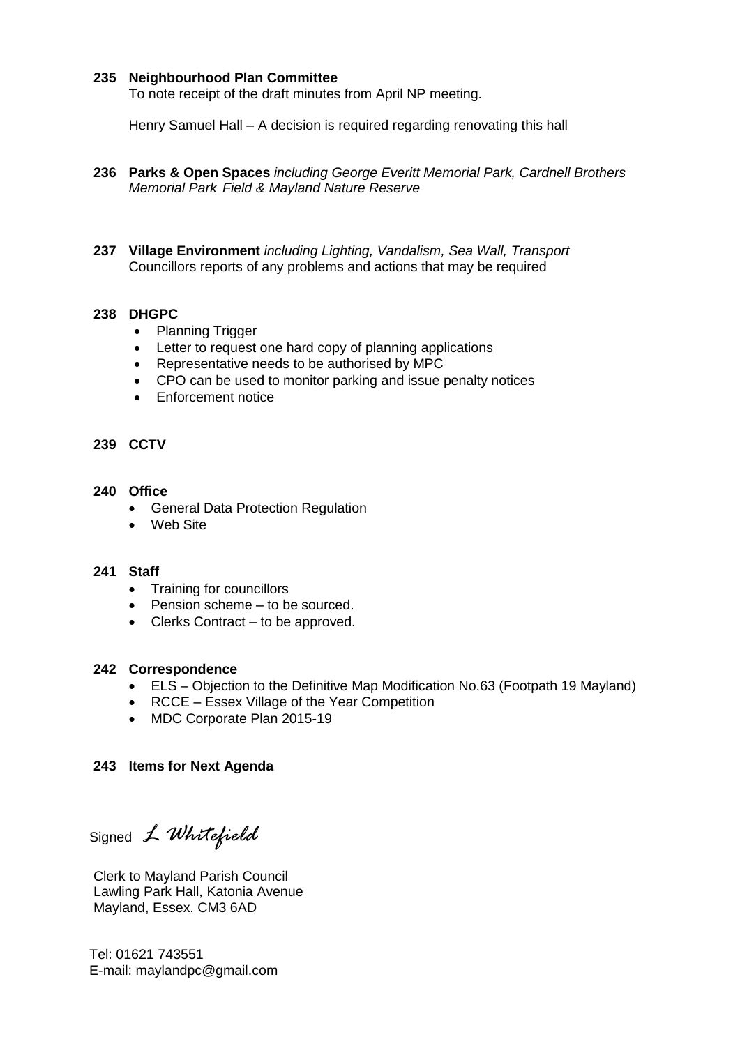**235 Neighbourhood Plan Committee**
To note receipt of the draft minutes from April NP meeting.

Henry Samuel Hall – A decision is required regarding renovating this hall

**236 Parks & Open Spaces** *including George Everitt Memorial Park, Cardnell Brothers Memorial Park Field & Mayland Nature Reserve*

**237 Village Environment** *including Lighting, Vandalism, Sea Wall, Transport*
Councillors reports of any problems and actions that may be required

**238 DHGPC**

- Planning Trigger
- Letter to request one hard copy of planning applications
- Representative needs to be authorised by MPC
- CPO can be used to monitor parking and issue penalty notices
- Enforcement notice

**239 CCTV**

**240 Office**

- General Data Protection Regulation
- Web Site

**241 Staff**

- Training for councillors
- Pension scheme – to be sourced.
- Clerks Contract – to be approved.

**242 Correspondence**

- ELS – Objection to the Definitive Map Modification No.63 (Footpath 19 Mayland)
- RCCE – Essex Village of the Year Competition
- MDC Corporate Plan 2015-19

**243 Items for Next Agenda**

Signed *L Whitefield*

Clerk to Mayland Parish Council
Lawling Park Hall, Katonia Avenue
Mayland, Essex. CM3 6AD

Tel: 01621 743551
E-mail: maylandpc@gmail.com